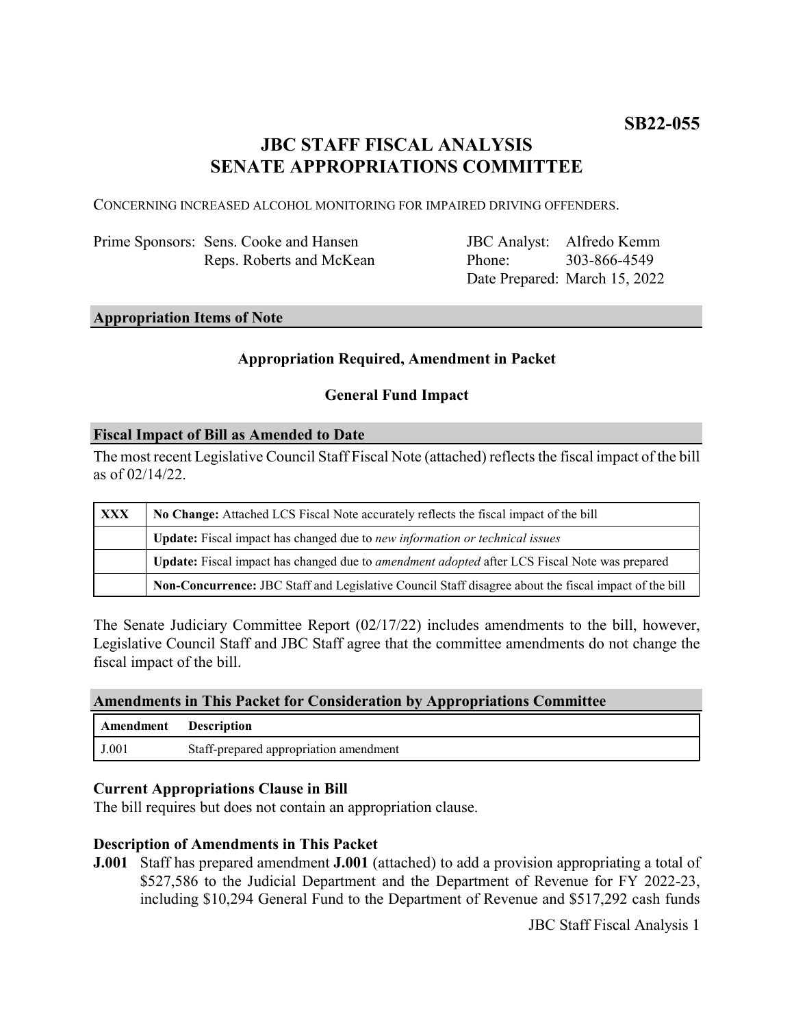**SB22-055**

# JBC STAFF FISCAL ANALYSIS
# SENATE APPROPRIATIONS COMMITTEE

CONCERNING INCREASED ALCOHOL MONITORING FOR IMPAIRED DRIVING OFFENDERS.

| | | | |
|---|---|---|---|
| Prime Sponsors: | Sens. Cooke and Hansen<br>Reps. Roberts and McKean | JBC Analyst:<br>Phone:<br>Date Prepared: | Alfredo Kemm<br>303-866-4549<br>March 15, 2022 |

## Appropriation Items of Note

**Appropriation Required, Amendment in Packet**

**General Fund Impact**

## Fiscal Impact of Bill as Amended to Date

The most recent Legislative Council Staff Fiscal Note (attached) reflects the fiscal impact of the bill as of 02/14/22.

| | |
|---|---|
| **XXX** | **No Change:** Attached LCS Fiscal Note accurately reflects the fiscal impact of the bill |
| | **Update:** Fiscal impact has changed due to *new information or technical issues* |
| | **Update:** Fiscal impact has changed due to *amendment adopted* after LCS Fiscal Note was prepared |
| | **Non-Concurrence:** JBC Staff and Legislative Council Staff disagree about the fiscal impact of the bill |

The Senate Judiciary Committee Report (02/17/22) includes amendments to the bill, however, Legislative Council Staff and JBC Staff agree that the committee amendments do not change the fiscal impact of the bill.

## Amendments in This Packet for Consideration by Appropriations Committee

| Amendment | Description |
|---|---|
| J.001 | Staff-prepared appropriation amendment |

### Current Appropriations Clause in Bill

The bill requires but does not contain an appropriation clause.

### Description of Amendments in This Packet

**J.001** Staff has prepared amendment **J.001** (attached) to add a provision appropriating a total of $527,586 to the Judicial Department and the Department of Revenue for FY 2022-23, including $10,294 General Fund to the Department of Revenue and $517,292 cash funds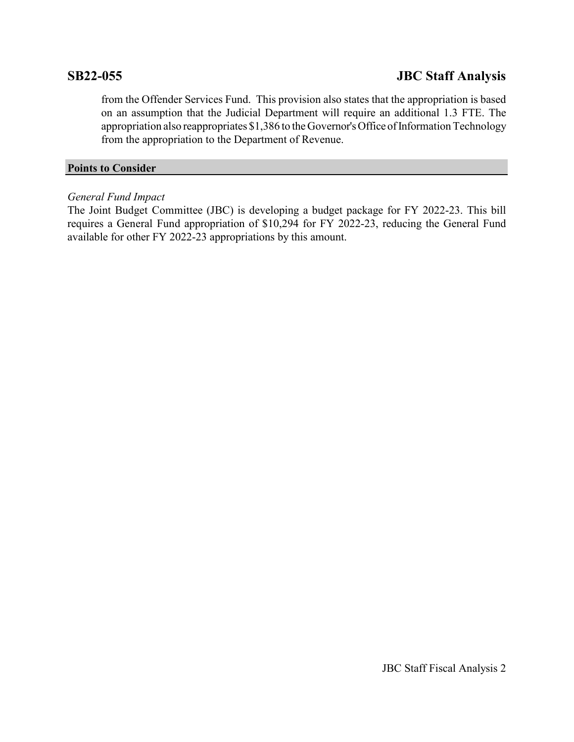from the Offender Services Fund. This provision also states that the appropriation is based on an assumption that the Judicial Department will require an additional 1.3 FTE. The appropriation also reappropriates $1,386 to the Governor's Office of Information Technology from the appropriation to the Department of Revenue.

## Points to Consider

*General Fund Impact*

The Joint Budget Committee (JBC) is developing a budget package for FY 2022-23. This bill requires a General Fund appropriation of $10,294 for FY 2022-23, reducing the General Fund available for other FY 2022-23 appropriations by this amount.